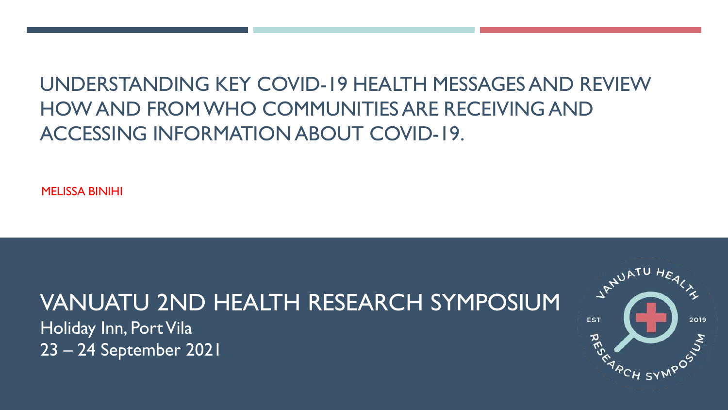# UNDERSTANDING KEY COVID-19 HEALTH MESSAGES AND REVIEW HOW AND FROM WHO COMMUNITIES ARE RECEIVING AND ACCESSING INFORMATION ABOUT COVID-19.

MELISSA BINIHI

## VANUATU 2ND HEALTH RESEARCH SYMPOSIUM

Holiday Inn, Port Vila

23 – 24 September 2021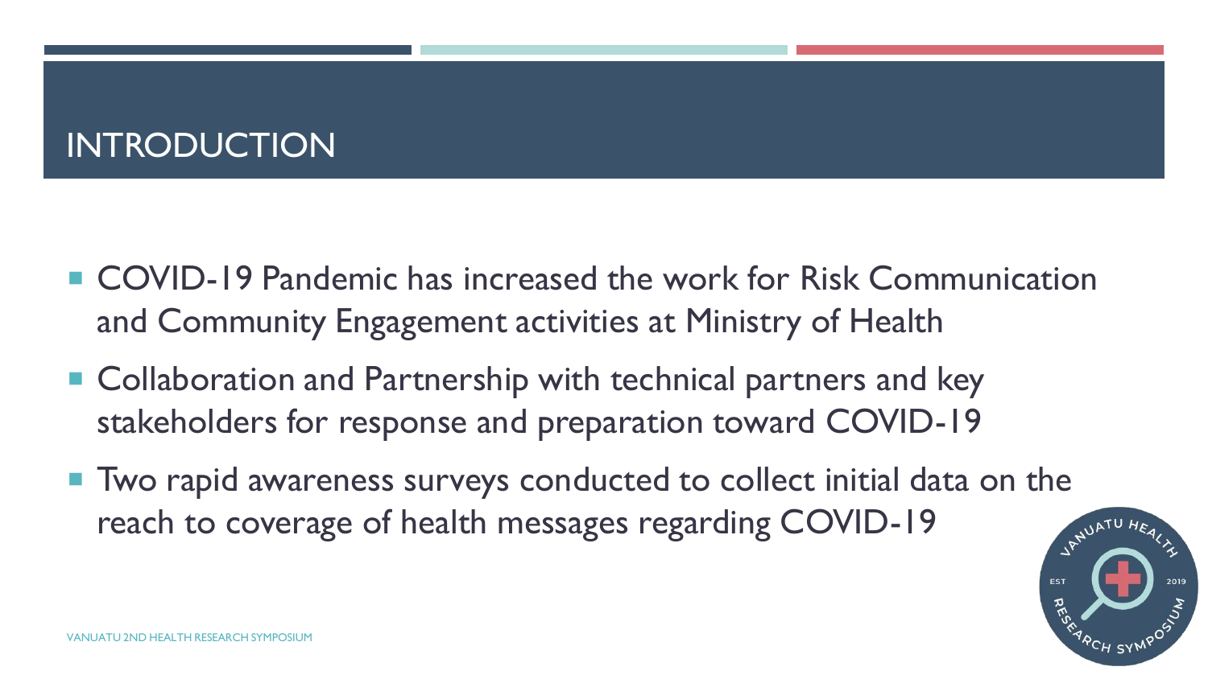# INTRODUCTION

- COVID-19 Pandemic has increased the work for Risk Communication and Community Engagement activities at Ministry of Health
- Collaboration and Partnership with technical partners and key stakeholders for response and preparation toward COVID-19
- Two rapid awareness surveys conducted to collect initial data on the reach to coverage of health messages regarding COVID-19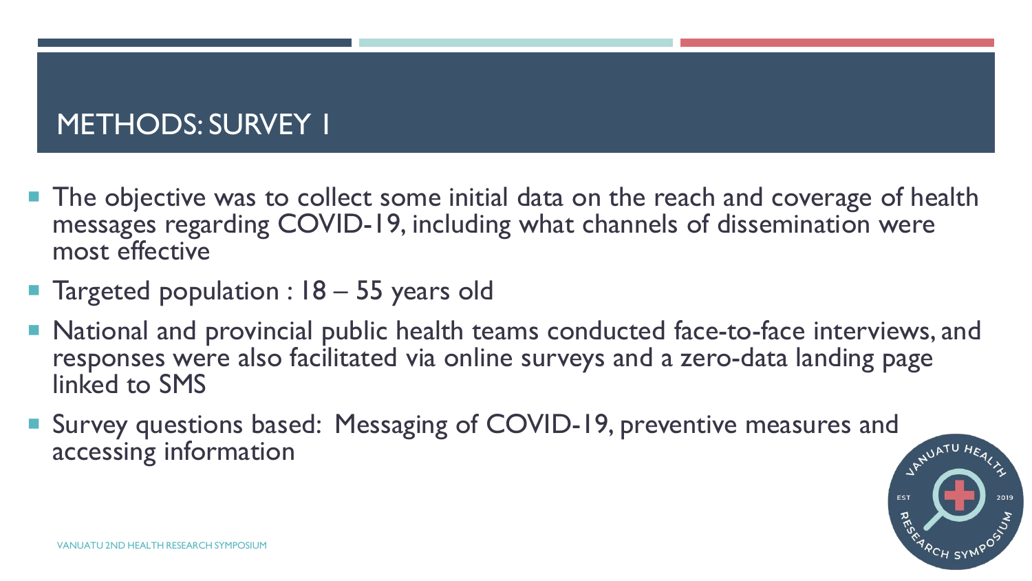# METHODS: SURVEY 1

- The objective was to collect some initial data on the reach and coverage of health messages regarding COVID-19, including what channels of dissemination were most effective
- Targeted population : 18 – 55 years old
- National and provincial public health teams conducted face-to-face interviews, and responses were also facilitated via online surveys and a zero-data landing page linked to SMS
- Survey questions based: Messaging of COVID-19, preventive measures and accessing information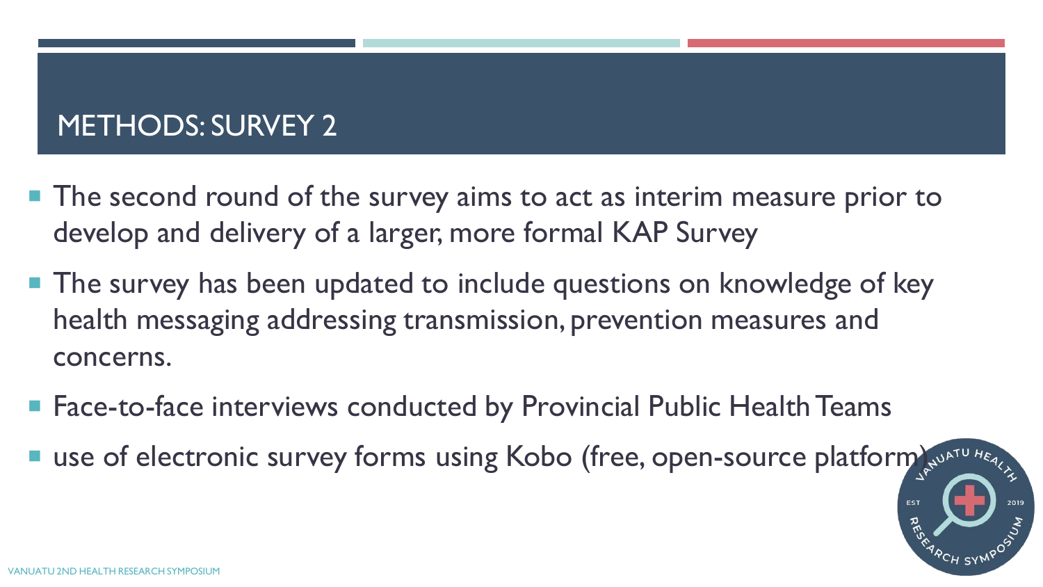# METHODS: SURVEY 2

- The second round of the survey aims to act as interim measure prior to develop and delivery of a larger, more formal KAP Survey
- The survey has been updated to include questions on knowledge of key health messaging addressing transmission, prevention measures and concerns.
- Face-to-face interviews conducted by Provincial Public Health Teams
- use of electronic survey forms using Kobo (free, open-source platform)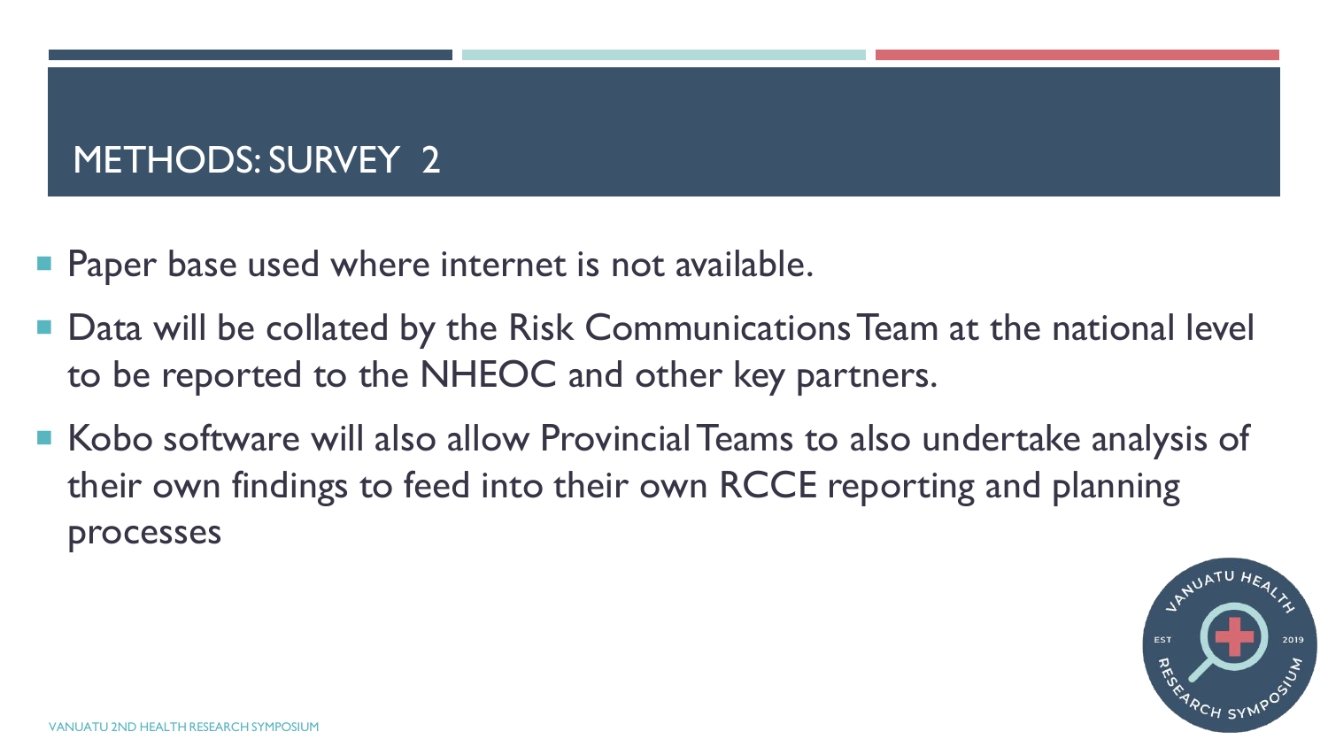# METHODS: SURVEY 2

- Paper base used where internet is not available.
- Data will be collated by the Risk Communications Team at the national level to be reported to the NHEOC and other key partners.
- Kobo software will also allow Provincial Teams to also undertake analysis of their own findings to feed into their own RCCE reporting and planning processes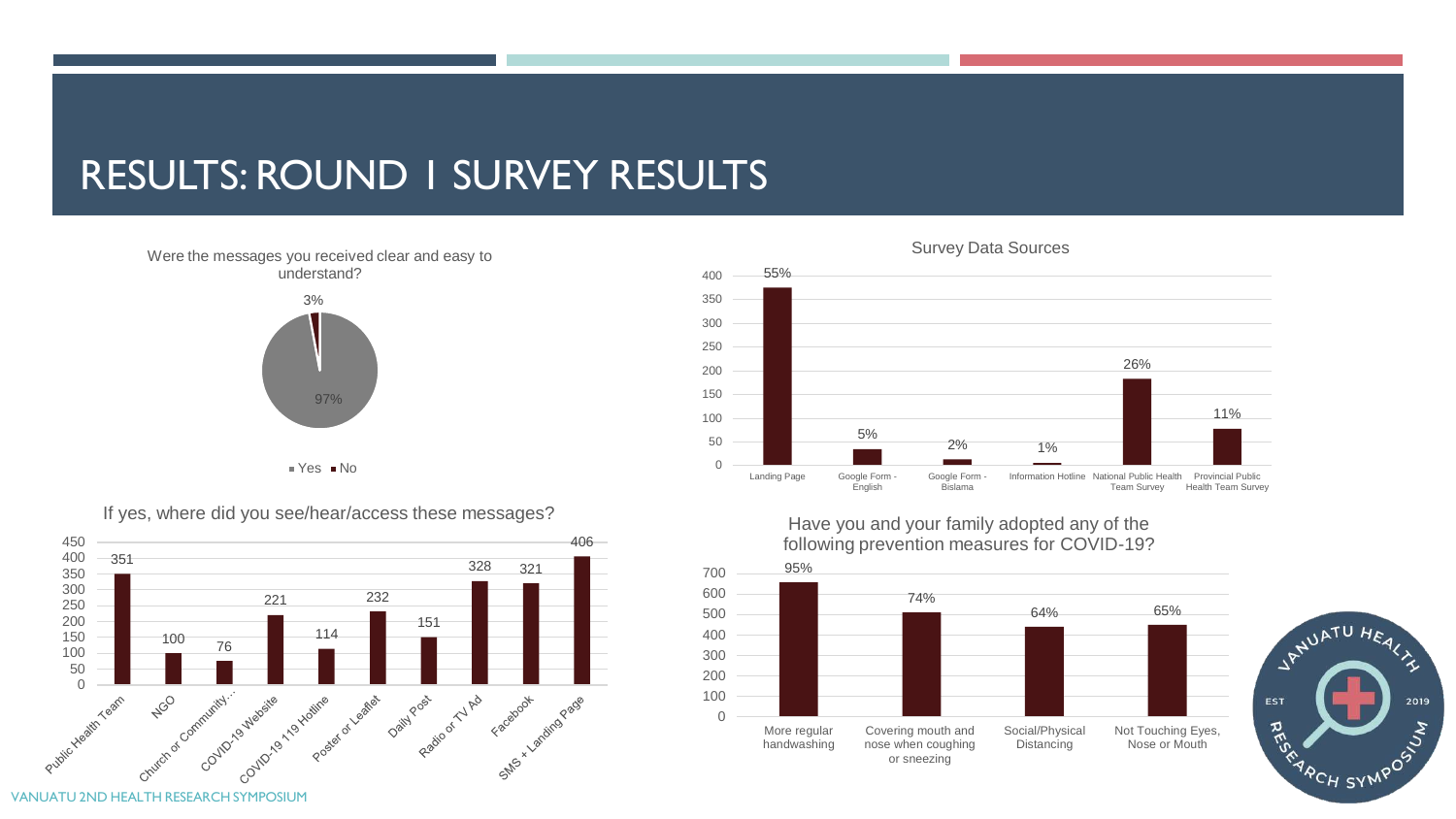# RESULTS: ROUND 1 SURVEY RESULTS

**Were the messages you received clear and easy to understand?**

| Response | Percentage |
|---|---|
| Yes | 97% |
| No | 3% |

**Survey Data Sources**

| Source | Percentage |
|---|---|
| Landing Page | 55% |
| Google Form - English | 5% |
| Google Form - Bislama | 2% |
| Information Hotline | 1% |
| National Public Health Team Survey | 26% |
| Provincial Public Health Team Survey | 11% |

**If yes, where did you see/hear/access these messages?**

| Source | Count |
|---|---|
| Public Health Team | 351 |
| NGO | 100 |
| Church or Community... | 76 |
| COVID-19 Website | 221 |
| COVID-19 119 Hotline | 114 |
| Poster or Leaflet | 232 |
| Daily Post | 151 |
| Radio or TV Ad | 328 |
| Facebook | 321 |
| SMS + Landing Page | 406 |

**Have you and your family adopted any of the following prevention measures for COVID-19?**

| Measure | Percentage |
|---|---|
| More regular handwashing | 95% |
| Covering mouth and nose when coughing or sneezing | 74% |
| Social/Physical Distancing | 64% |
| Not Touching Eyes, Nose or Mouth | 65% |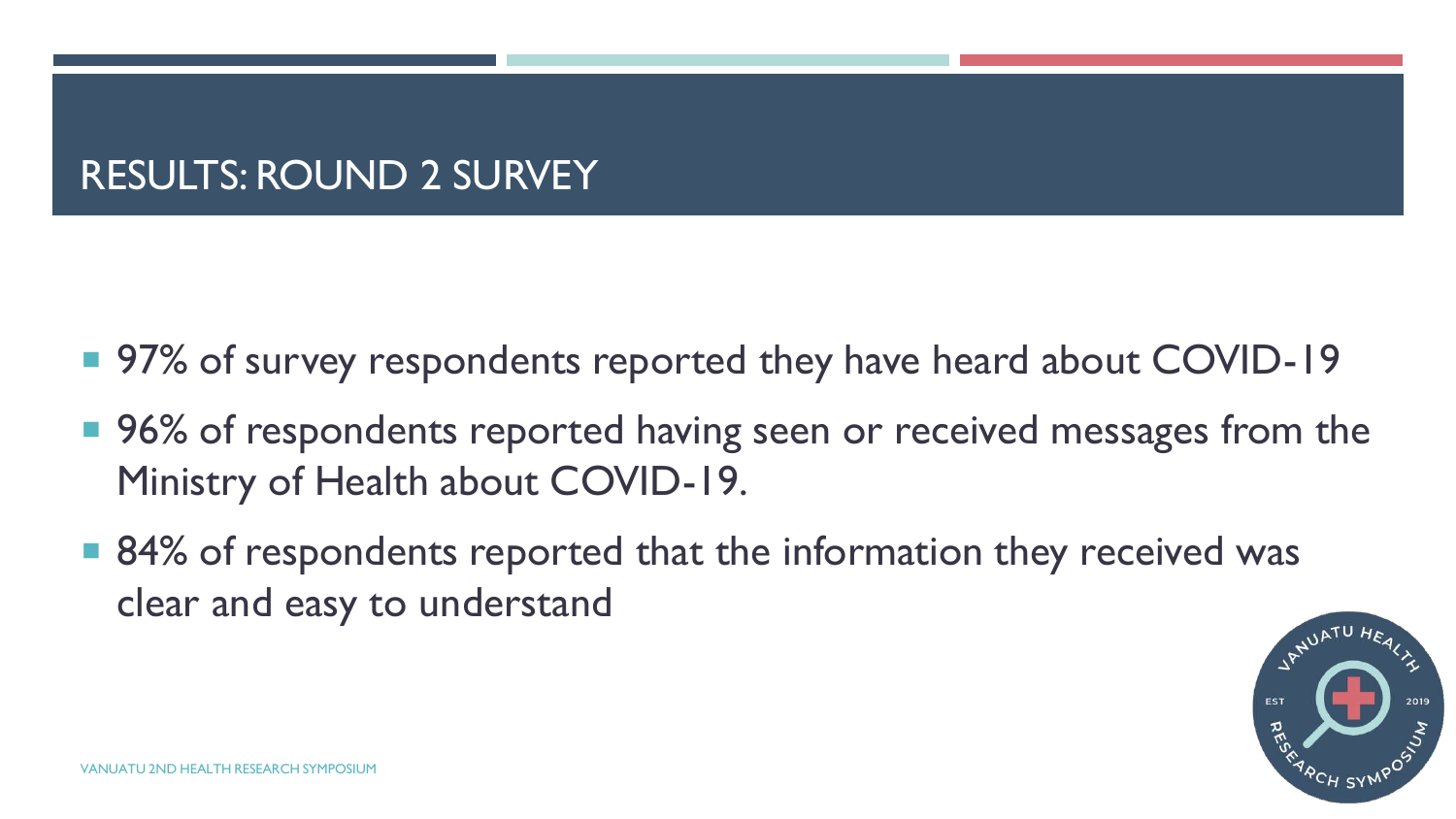## RESULTS: ROUND 2 SURVEY

- 97% of survey respondents reported they have heard about COVID-19
- 96% of respondents reported having seen or received messages from the Ministry of Health about COVID-19.
- 84% of respondents reported that the information they received was clear and easy to understand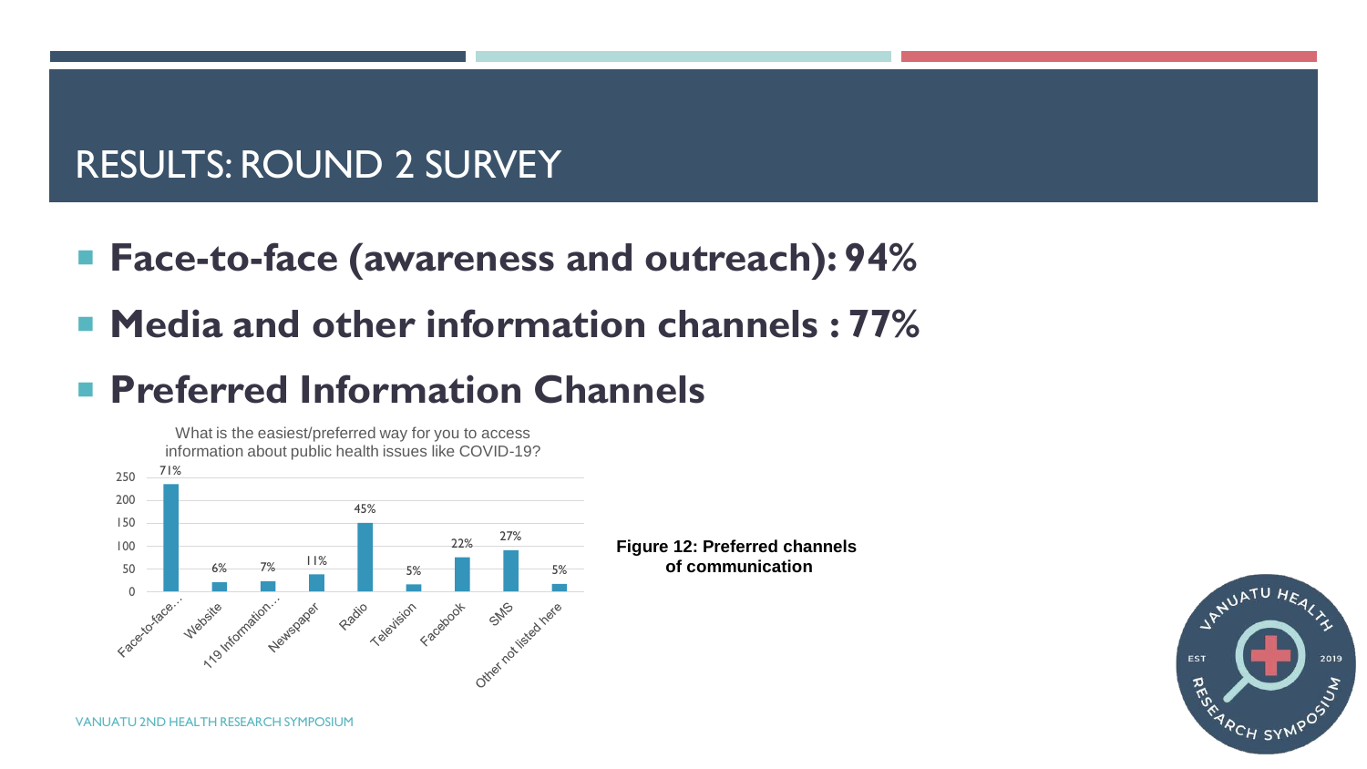# RESULTS: ROUND 2 SURVEY

- **Face-to-face (awareness and outreach): 94%**
- **Media and other information channels : 77%**
- **Preferred Information Channels**

What is the easiest/preferred way for you to access information about public health issues like COVID-19?

| Channel | Percentage |
|---|---|
| Face-to-face... | 71% |
| Website | 6% |
| 119 Information... | 7% |
| Newspaper | 11% |
| Radio | 45% |
| Television | 5% |
| Facebook | 22% |
| SMS | 27% |
| Other not listed here | 5% |

**Figure 12: Preferred channels of communication**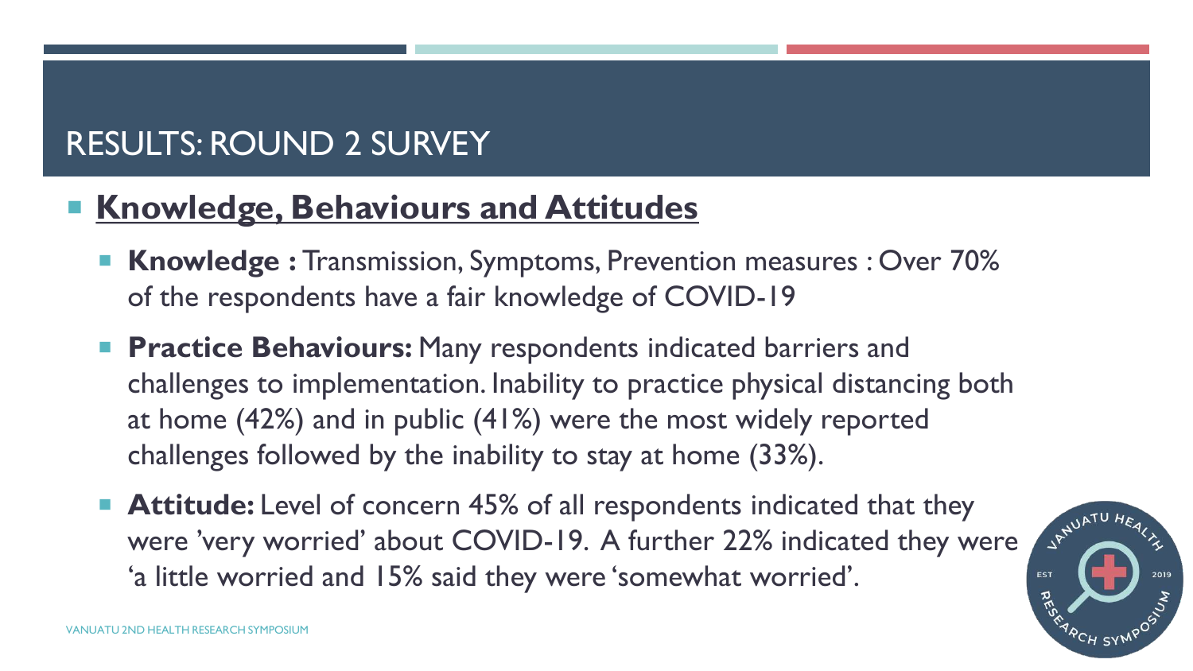# RESULTS: ROUND 2 SURVEY

- **Knowledge, Behaviours and Attitudes**
  - **Knowledge :** Transmission, Symptoms, Prevention measures : Over 70% of the respondents have a fair knowledge of COVID-19
  - **Practice Behaviours:** Many respondents indicated barriers and challenges to implementation. Inability to practice physical distancing both at home (42%) and in public (41%) were the most widely reported challenges followed by the inability to stay at home (33%).
  - **Attitude:** Level of concern 45% of all respondents indicated that they were 'very worried' about COVID-19. A further 22% indicated they were 'a little worried and 15% said they were 'somewhat worried'.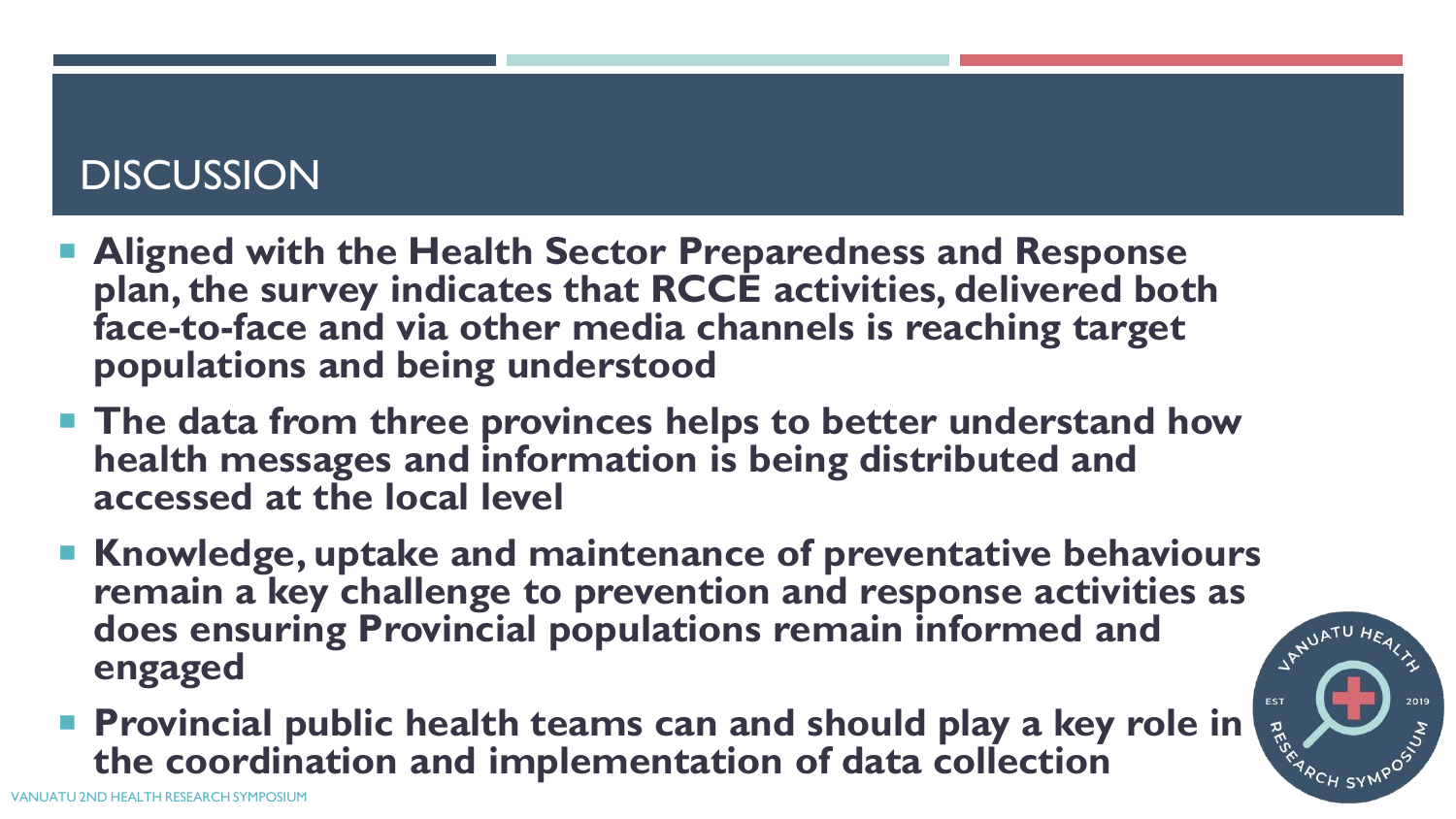# DISCUSSION

- **Aligned with the Health Sector Preparedness and Response plan, the survey indicates that RCCE activities, delivered both face-to-face and via other media channels is reaching target populations and being understood**
- **The data from three provinces helps to better understand how health messages and information is being distributed and accessed at the local level**
- **Knowledge, uptake and maintenance of preventative behaviours remain a key challenge to prevention and response activities as does ensuring Provincial populations remain informed and engaged**
- **Provincial public health teams can and should play a key role in the coordination and implementation of data collection**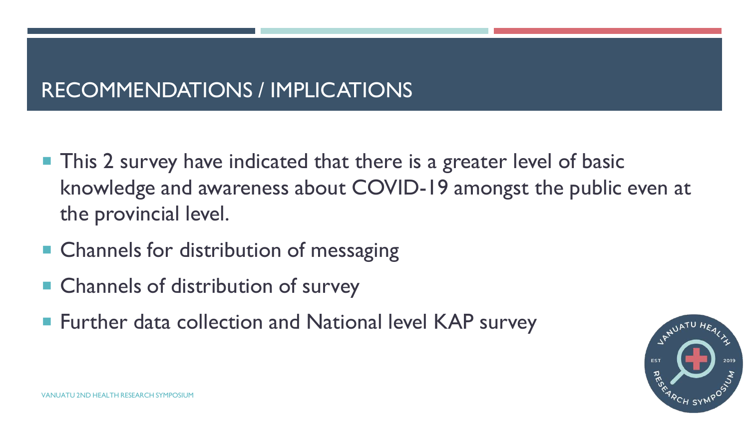## RECOMMENDATIONS / IMPLICATIONS

- This 2 survey have indicated that there is a greater level of basic knowledge and awareness about COVID-19 amongst the public even at the provincial level.
- Channels for distribution of messaging
- Channels of distribution of survey
- Further data collection and National level KAP survey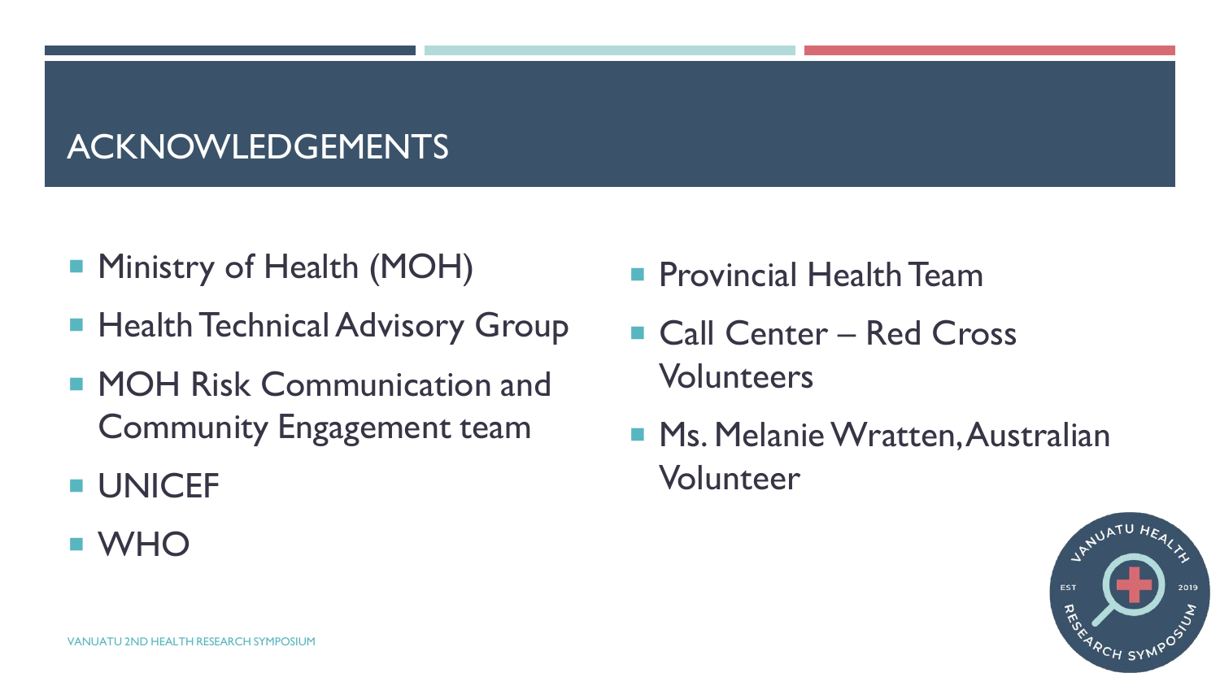# ACKNOWLEDGEMENTS

- Ministry of Health (MOH)
- Health Technical Advisory Group
- MOH Risk Communication and Community Engagement team
- UNICEF
- WHO
- Provincial Health Team
- Call Center – Red Cross Volunteers
- Ms. Melanie Wratten, Australian Volunteer